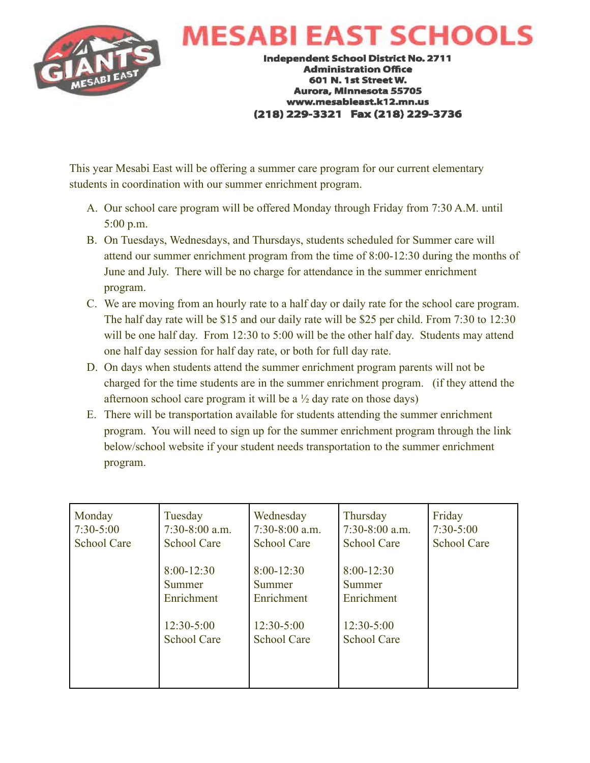# MESABI EAST SCHOOLS

**Independent School District No. 2711**
**Administration Office**
**601 N. 1st Street W.**
**Aurora, Minnesota 55705**
**www.mesabieast.k12.mn.us**
**(218) 229-3321 Fax (218) 229-3736**

This year Mesabi East will be offering a summer care program for our current elementary students in coordination with our summer enrichment program.

A. Our school care program will be offered Monday through Friday from 7:30 A.M. until 5:00 p.m.
B. On Tuesdays, Wednesdays, and Thursdays, students scheduled for Summer care will attend our summer enrichment program from the time of 8:00-12:30 during the months of June and July. There will be no charge for attendance in the summer enrichment program.
C. We are moving from an hourly rate to a half day or daily rate for the school care program. The half day rate will be $15 and our daily rate will be $25 per child. From 7:30 to 12:30 will be one half day. From 12:30 to 5:00 will be the other half day. Students may attend one half day session for half day rate, or both for full day rate.
D. On days when students attend the summer enrichment program parents will not be charged for the time students are in the summer enrichment program. (if they attend the afternoon school care program it will be a ½ day rate on those days)
E. There will be transportation available for students attending the summer enrichment program. You will need to sign up for the summer enrichment program through the link below/school website if your student needs transportation to the summer enrichment program.

| Monday | Tuesday | Wednesday | Thursday | Friday |
|---|---|---|---|---|
| 7:30-5:00 School Care | 7:30-8:00 a.m. School Care<br><br>8:00-12:30 Summer Enrichment<br><br>12:30-5:00 School Care | 7:30-8:00 a.m. School Care<br><br>8:00-12:30 Summer Enrichment<br><br>12:30-5:00 School Care | 7:30-8:00 a.m. School Care<br><br>8:00-12:30 Summer Enrichment<br><br>12:30-5:00 School Care | 7:30-5:00 School Care |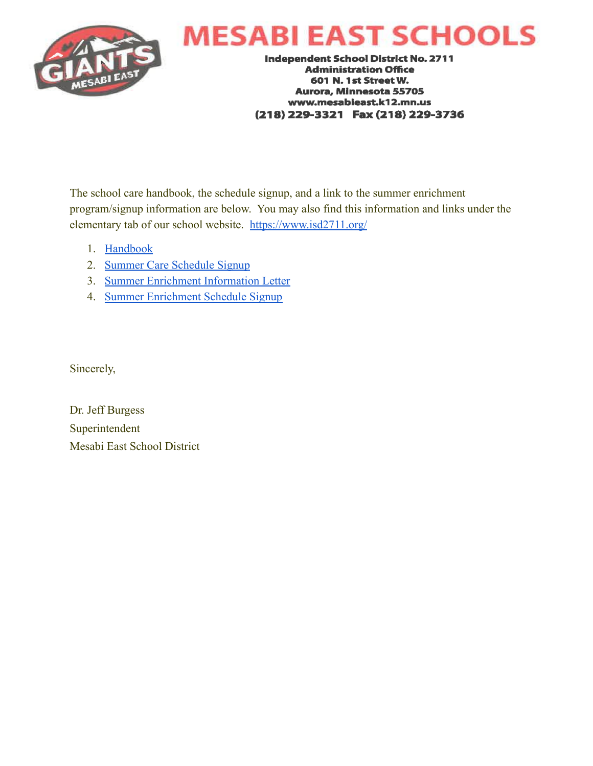# MESABI EAST SCHOOLS

**Independent School District No. 2711**
**Administration Office**
**601 N. 1st Street W.**
**Aurora, Minnesota 55705**
**www.mesabieast.k12.mn.us**
**(218) 229-3321 Fax (218) 229-3736**

The school care handbook, the schedule signup, and a link to the summer enrichment program/signup information are below. You may also find this information and links under the elementary tab of our school website. https://www.isd2711.org/

1. Handbook
2. Summer Care Schedule Signup
3. Summer Enrichment Information Letter
4. Summer Enrichment Schedule Signup

Sincerely,

Dr. Jeff Burgess
Superintendent
Mesabi East School District